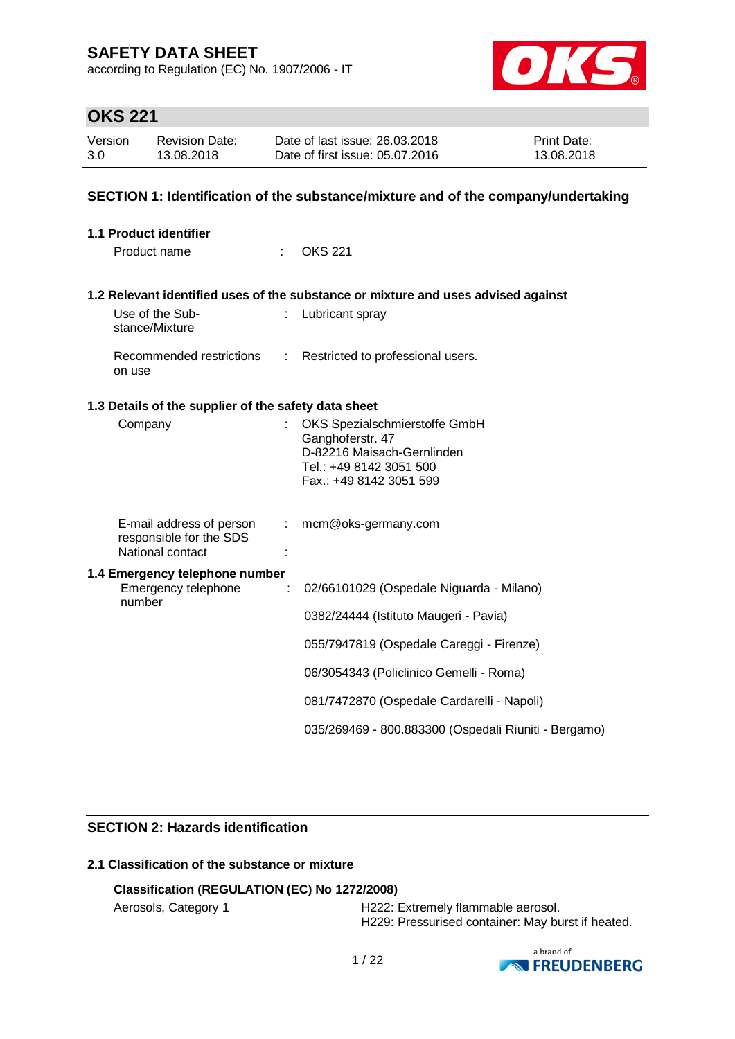# SAFETY DATA SHEET

according to Regulation (EC) No. 1907/2006 - IT

## OKS 221

| Version | Revision Date: | Date of last issue: 26.03.2018 | Print Date: |
|---|---|---|---|
| 3.0 | 13.08.2018 | Date of first issue: 05.07.2016 | 13.08.2018 |

## SECTION 1: Identification of the substance/mixture and of the company/undertaking

### 1.1 Product identifier

Product name : OKS 221

### 1.2 Relevant identified uses of the substance or mixture and uses advised against

Use of the Substance/Mixture : Lubricant spray

Recommended restrictions on use : Restricted to professional users.

### 1.3 Details of the supplier of the safety data sheet

Company : OKS Spezialschmierstoffe GmbH
Ganghoferstr. 47
D-82216 Maisach-Gernlinden
Tel.: +49 8142 3051 500
Fax.: +49 8142 3051 599

E-mail address of person responsible for the SDS : mcm@oks-germany.com

National contact :

### 1.4 Emergency telephone number

Emergency telephone number : 02/66101029 (Ospedale Niguarda - Milano)

0382/24444 (Istituto Maugeri - Pavia)

055/7947819 (Ospedale Careggi - Firenze)

06/3054343 (Policlinico Gemelli - Roma)

081/7472870 (Ospedale Cardarelli - Napoli)

035/269469 - 800.883300 (Ospedali Riuniti - Bergamo)

## SECTION 2: Hazards identification

### 2.1 Classification of the substance or mixture

**Classification (REGULATION (EC) No 1272/2008)**

Aerosols, Category 1 H222: Extremely flammable aerosol.
H229: Pressurised container: May burst if heated.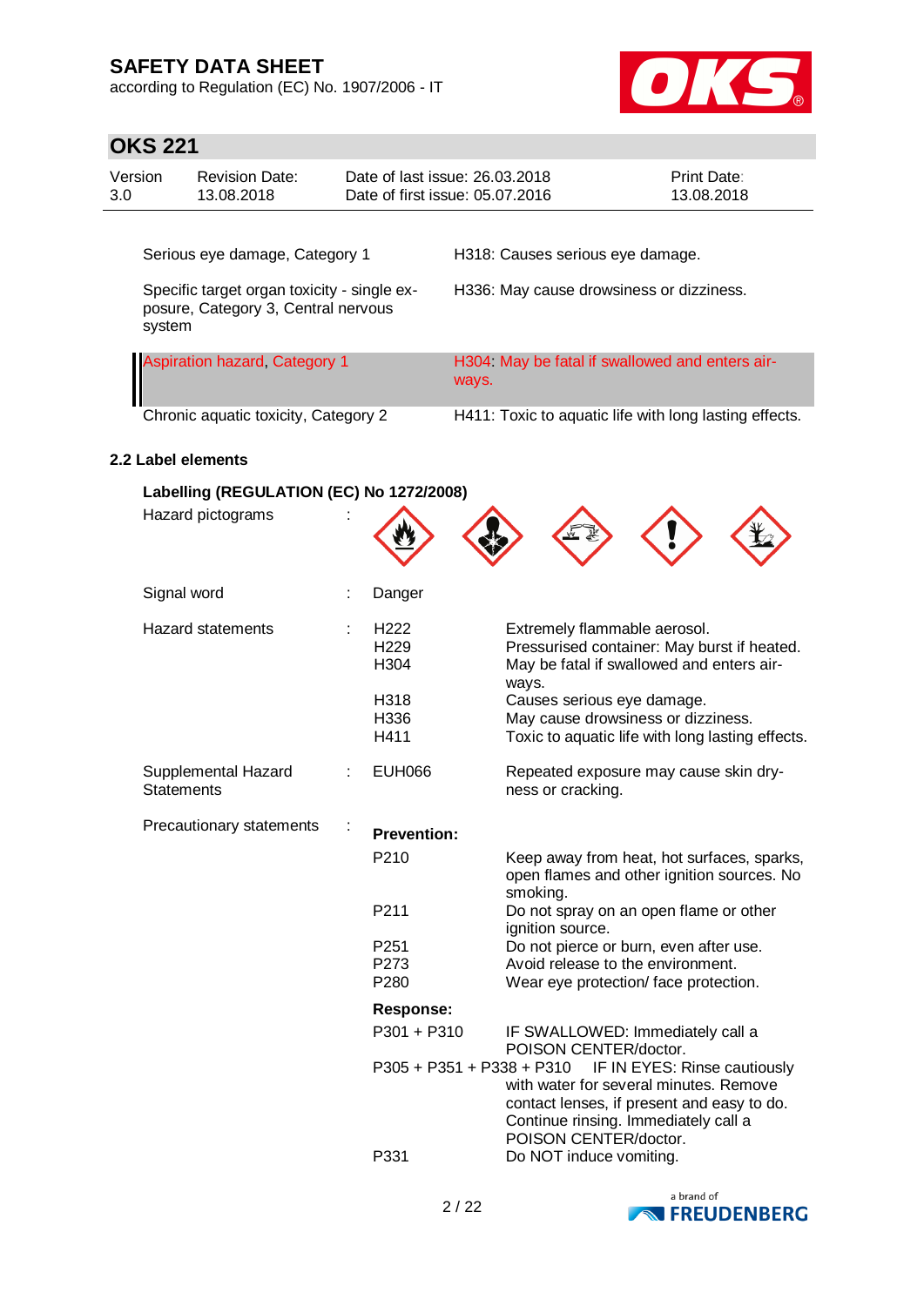| | |
|---|---|
| Serious eye damage, Category 1 | H318: Causes serious eye damage. |
| Specific target organ toxicity - single exposure, Category 3, Central nervous system | H336: May cause drowsiness or dizziness. |
| Aspiration hazard, Category 1 | H304: May be fatal if swallowed and enters airways. |
| Chronic aquatic toxicity, Category 2 | H411: Toxic to aquatic life with long lasting effects. |

### 2.2 Label elements

**Labelling (REGULATION (EC) No 1272/2008)**

Hazard pictograms :

Signal word : Danger

Hazard statements :

| | |
|---|---|
| H222 | Extremely flammable aerosol. |
| H229 | Pressurised container: May burst if heated. |
| H304 | May be fatal if swallowed and enters airways. |
| H318 | Causes serious eye damage. |
| H336 | May cause drowsiness or dizziness. |
| H411 | Toxic to aquatic life with long lasting effects. |

Supplemental Hazard Statements :

| | |
|---|---|
| EUH066 | Repeated exposure may cause skin dryness or cracking. |

Precautionary statements :

**Prevention:**

| | |
|---|---|
| P210 | Keep away from heat, hot surfaces, sparks, open flames and other ignition sources. No smoking. |
| P211 | Do not spray on an open flame or other ignition source. |
| P251 | Do not pierce or burn, even after use. |
| P273 | Avoid release to the environment. |
| P280 | Wear eye protection/ face protection. |

**Response:**

| | |
|---|---|
| P301 + P310 | IF SWALLOWED: Immediately call a POISON CENTER/doctor. |
| P305 + P351 + P338 + P310 | IF IN EYES: Rinse cautiously with water for several minutes. Remove contact lenses, if present and easy to do. Continue rinsing. Immediately call a POISON CENTER/doctor. |
| P331 | Do NOT induce vomiting. |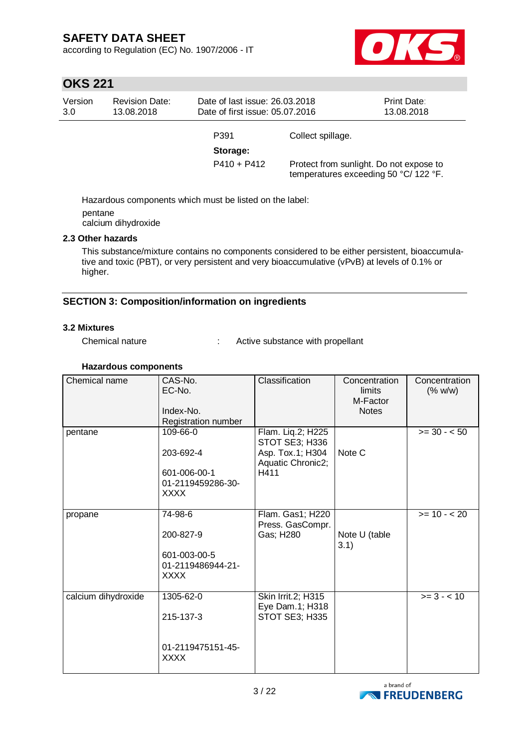| | |
|---|---|
| P391 | Collect spillage. |
| **Storage:** | |
| P410 + P412 | Protect from sunlight. Do not expose to temperatures exceeding 50 °C/ 122 °F. |

Hazardous components which must be listed on the label:

pentane
calcium dihydroxide

### 2.3 Other hazards

This substance/mixture contains no components considered to be either persistent, bioaccumulative and toxic (PBT), or very persistent and very bioaccumulative (vPvB) at levels of 0.1% or higher.

## SECTION 3: Composition/information on ingredients

### 3.2 Mixtures

Chemical nature : Active substance with propellant

**Hazardous components**

| Chemical name | CAS-No.<br>EC-No.<br>Index-No.<br>Registration number | Classification | Concentration limits<br>M-Factor<br>Notes | Concentration (% w/w) |
|---|---|---|---|---|
| pentane | 109-66-0<br>203-692-4<br>601-006-00-1<br>01-2119459286-30-XXXX | Flam. Liq.2; H225<br>STOT SE3; H336<br>Asp. Tox.1; H304<br>Aquatic Chronic2; H411 | Note C | >= 30 - < 50 |
| propane | 74-98-6<br>200-827-9<br>601-003-00-5<br>01-2119486944-21-XXXX | Flam. Gas1; H220<br>Press. GasCompr. Gas; H280 | Note U (table 3.1) | >= 10 - < 20 |
| calcium dihydroxide | 1305-62-0<br>215-137-3<br>01-2119475151-45-XXXX | Skin Irrit.2; H315<br>Eye Dam.1; H318<br>STOT SE3; H335 | | >= 3 - < 10 |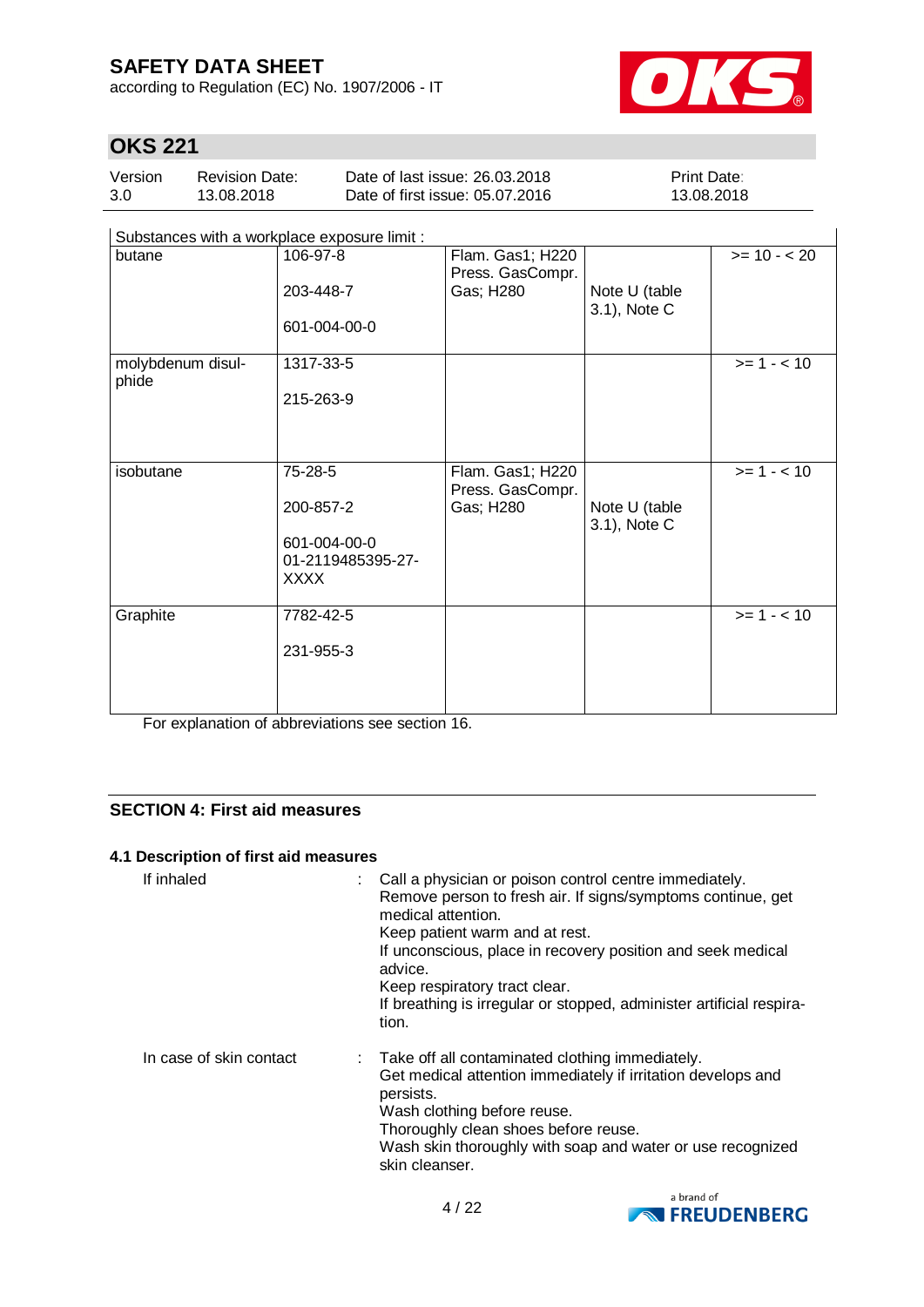| Substances with a workplace exposure limit : | | | | |
|---|---|---|---|---|
| butane | 106-97-8<br>203-448-7<br>601-004-00-0 | Flam. Gas1; H220<br>Press. GasCompr. Gas; H280 | Note U (table 3.1), Note C | >= 10 - < 20 |
| molybdenum disulphide | 1317-33-5<br>215-263-9 | | | >= 1 - < 10 |
| isobutane | 75-28-5<br>200-857-2<br>601-004-00-0<br>01-2119485395-27-XXXX | Flam. Gas1; H220<br>Press. GasCompr. Gas; H280 | Note U (table 3.1), Note C | >= 1 - < 10 |
| Graphite | 7782-42-5<br>231-955-3 | | | >= 1 - < 10 |

For explanation of abbreviations see section 16.

## SECTION 4: First aid measures

### 4.1 Description of first aid measures

If inhaled : Call a physician or poison control centre immediately.
Remove person to fresh air. If signs/symptoms continue, get medical attention.
Keep patient warm and at rest.
If unconscious, place in recovery position and seek medical advice.
Keep respiratory tract clear.
If breathing is irregular or stopped, administer artificial respiration.

In case of skin contact : Take off all contaminated clothing immediately.
Get medical attention immediately if irritation develops and persists.
Wash clothing before reuse.
Thoroughly clean shoes before reuse.
Wash skin thoroughly with soap and water or use recognized skin cleanser.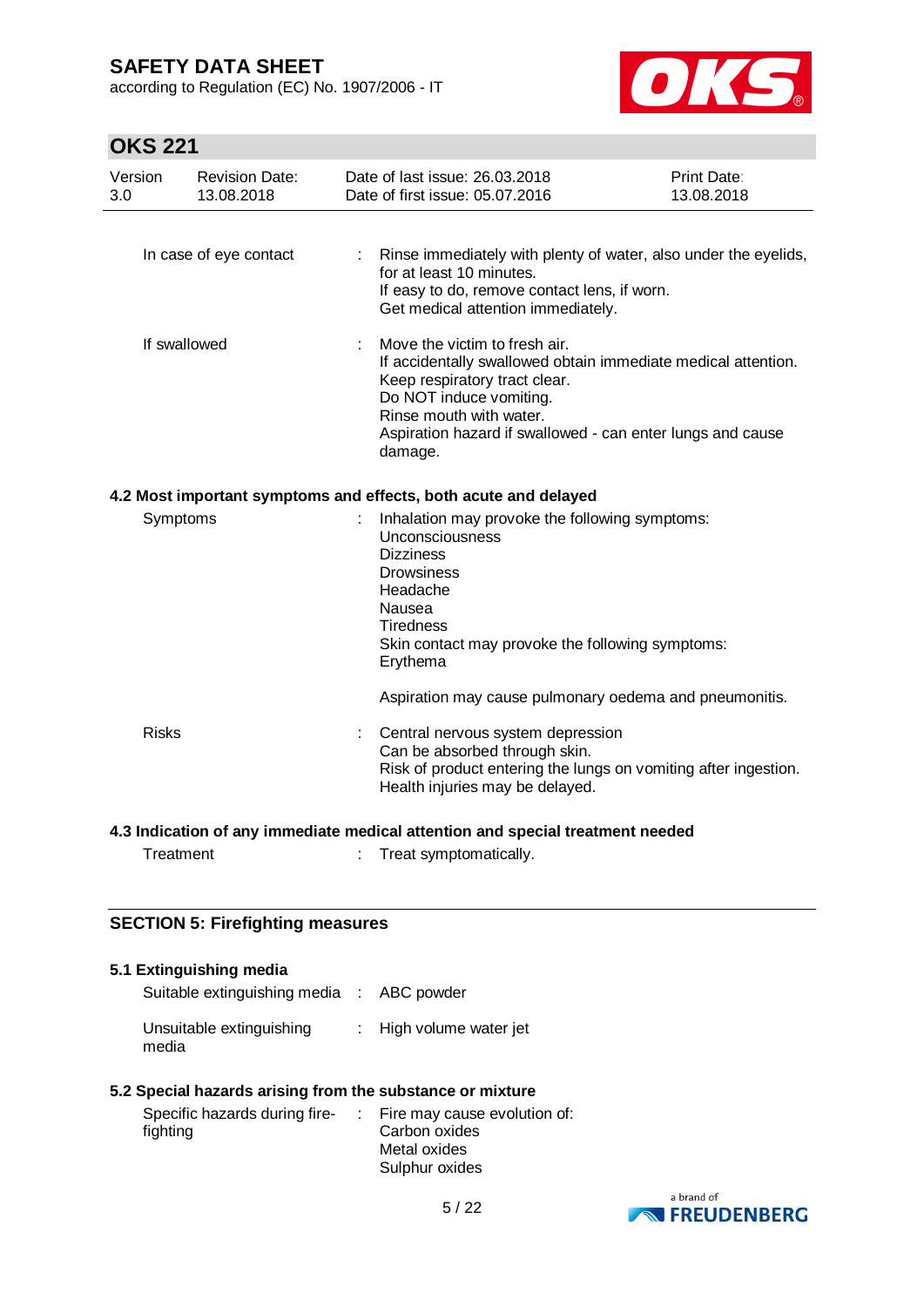| | | |
|---|---|---|
| In case of eye contact | : | Rinse immediately with plenty of water, also under the eyelids, for at least 10 minutes.<br>If easy to do, remove contact lens, if worn.<br>Get medical attention immediately. |
| If swallowed | : | Move the victim to fresh air.<br>If accidentally swallowed obtain immediate medical attention.<br>Keep respiratory tract clear.<br>Do NOT induce vomiting.<br>Rinse mouth with water.<br>Aspiration hazard if swallowed - can enter lungs and cause damage. |

### 4.2 Most important symptoms and effects, both acute and delayed

| | | |
|---|---|---|
| Symptoms | : | Inhalation may provoke the following symptoms:<br>Unconsciousness<br>Dizziness<br>Drowsiness<br>Headache<br>Nausea<br>Tiredness<br>Skin contact may provoke the following symptoms:<br>Erythema<br><br>Aspiration may cause pulmonary oedema and pneumonitis. |
| Risks | : | Central nervous system depression<br>Can be absorbed through skin.<br>Risk of product entering the lungs on vomiting after ingestion.<br>Health injuries may be delayed. |

### 4.3 Indication of any immediate medical attention and special treatment needed

| | | |
|---|---|---|
| Treatment | : | Treat symptomatically. |

## SECTION 5: Firefighting measures

### 5.1 Extinguishing media

| | | |
|---|---|---|
| Suitable extinguishing media | : | ABC powder |
| Unsuitable extinguishing media | : | High volume water jet |

### 5.2 Special hazards arising from the substance or mixture

| | | |
|---|---|---|
| Specific hazards during fire-fighting | : | Fire may cause evolution of:<br>Carbon oxides<br>Metal oxides<br>Sulphur oxides |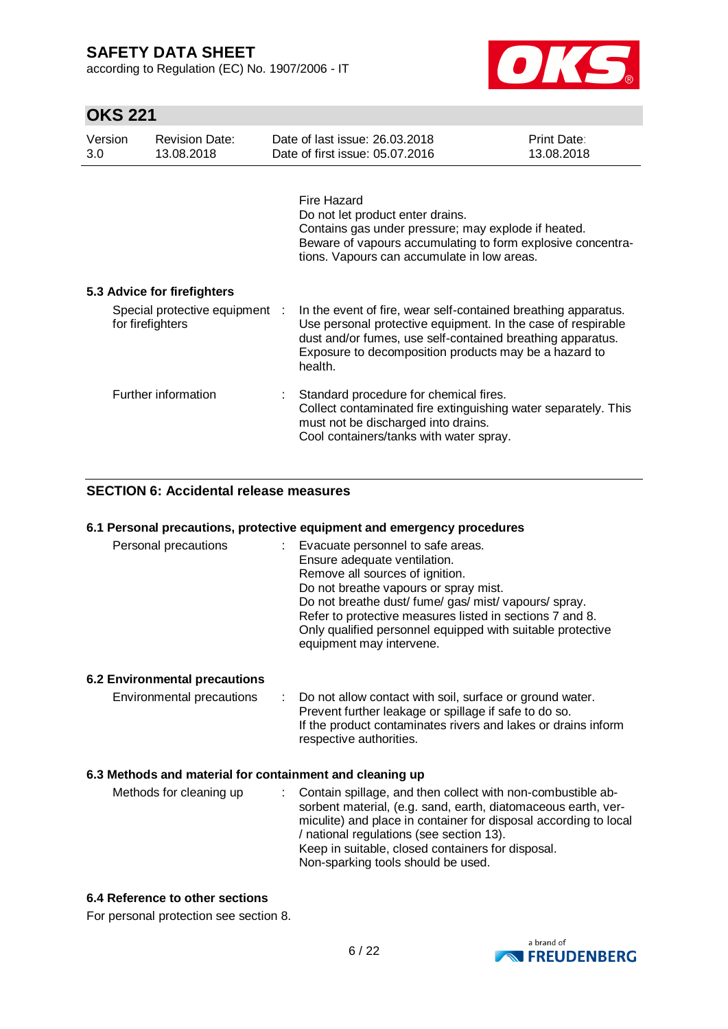Fire Hazard
Do not let product enter drains.
Contains gas under pressure; may explode if heated.
Beware of vapours accumulating to form explosive concentrations. Vapours can accumulate in low areas.

### 5.3 Advice for firefighters

| | |
|---|---|
| Special protective equipment for firefighters | : In the event of fire, wear self-contained breathing apparatus. Use personal protective equipment. In the case of respirable dust and/or fumes, use self-contained breathing apparatus. Exposure to decomposition products may be a hazard to health. |
| Further information | : Standard procedure for chemical fires. Collect contaminated fire extinguishing water separately. This must not be discharged into drains. Cool containers/tanks with water spray. |

## SECTION 6: Accidental release measures

### 6.1 Personal precautions, protective equipment and emergency procedures

| | |
|---|---|
| Personal precautions | : Evacuate personnel to safe areas. Ensure adequate ventilation. Remove all sources of ignition. Do not breathe vapours or spray mist. Do not breathe dust/ fume/ gas/ mist/ vapours/ spray. Refer to protective measures listed in sections 7 and 8. Only qualified personnel equipped with suitable protective equipment may intervene. |

### 6.2 Environmental precautions

| | |
|---|---|
| Environmental precautions | : Do not allow contact with soil, surface or ground water. Prevent further leakage or spillage if safe to do so. If the product contaminates rivers and lakes or drains inform respective authorities. |

### 6.3 Methods and material for containment and cleaning up

| | |
|---|---|
| Methods for cleaning up | : Contain spillage, and then collect with non-combustible absorbent material, (e.g. sand, earth, diatomaceous earth, vermiculite) and place in container for disposal according to local / national regulations (see section 13). Keep in suitable, closed containers for disposal. Non-sparking tools should be used. |

### 6.4 Reference to other sections

For personal protection see section 8.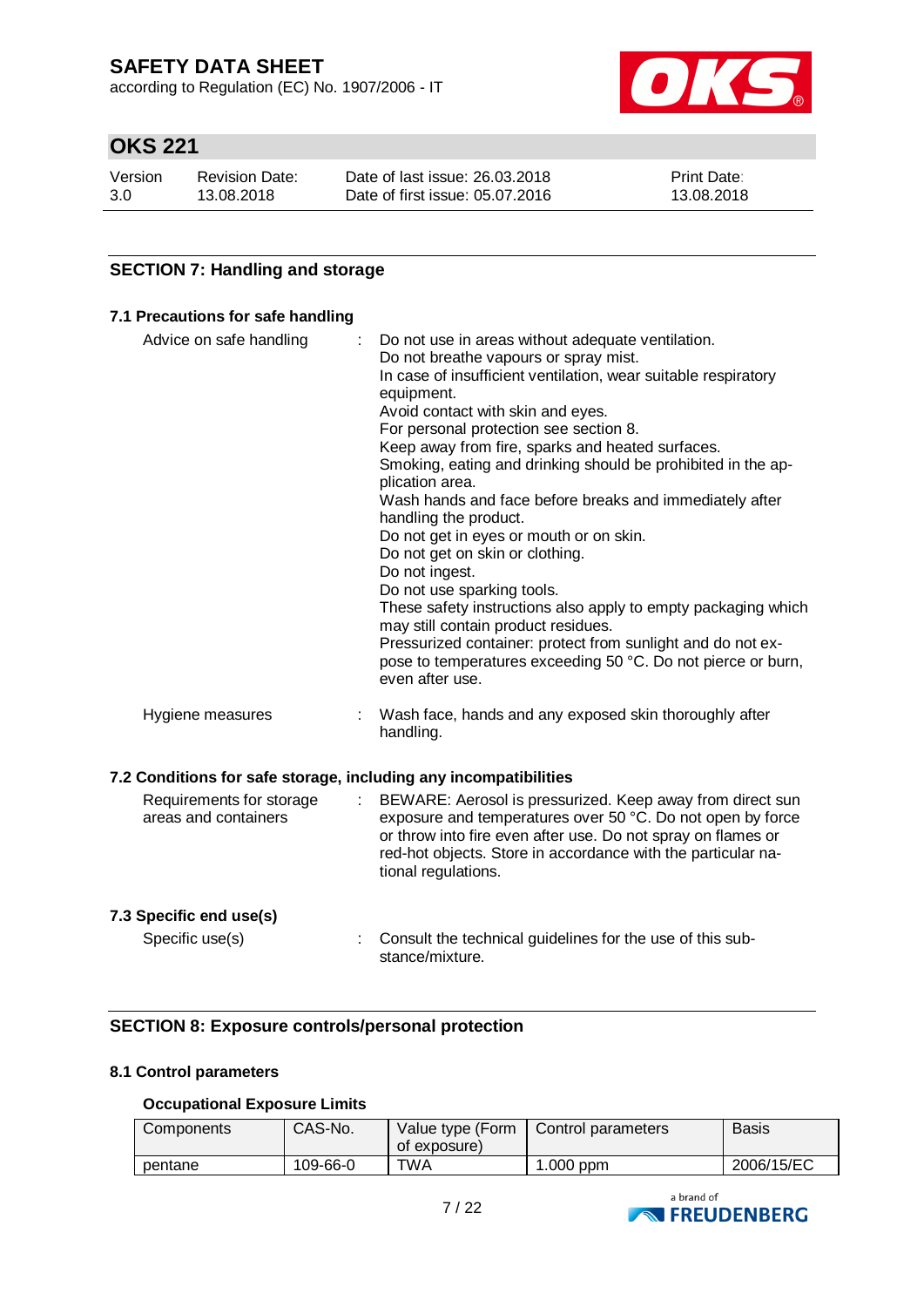## SECTION 7: Handling and storage

### 7.1 Precautions for safe handling

Advice on safe handling : Do not use in areas without adequate ventilation.
Do not breathe vapours or spray mist.
In case of insufficient ventilation, wear suitable respiratory equipment.
Avoid contact with skin and eyes.
For personal protection see section 8.
Keep away from fire, sparks and heated surfaces.
Smoking, eating and drinking should be prohibited in the application area.
Wash hands and face before breaks and immediately after handling the product.
Do not get in eyes or mouth or on skin.
Do not get on skin or clothing.
Do not ingest.
Do not use sparking tools.
These safety instructions also apply to empty packaging which may still contain product residues.
Pressurized container: protect from sunlight and do not expose to temperatures exceeding 50 °C. Do not pierce or burn, even after use.

Hygiene measures : Wash face, hands and any exposed skin thoroughly after handling.

### 7.2 Conditions for safe storage, including any incompatibilities

Requirements for storage areas and containers : BEWARE: Aerosol is pressurized. Keep away from direct sun exposure and temperatures over 50 °C. Do not open by force or throw into fire even after use. Do not spray on flames or red-hot objects. Store in accordance with the particular national regulations.

### 7.3 Specific end use(s)

Specific use(s) : Consult the technical guidelines for the use of this substance/mixture.

## SECTION 8: Exposure controls/personal protection

### 8.1 Control parameters

**Occupational Exposure Limits**

| Components | CAS-No. | Value type (Form of exposure) | Control parameters | Basis |
|---|---|---|---|---|
| pentane | 109-66-0 | TWA | 1.000 ppm | 2006/15/EC |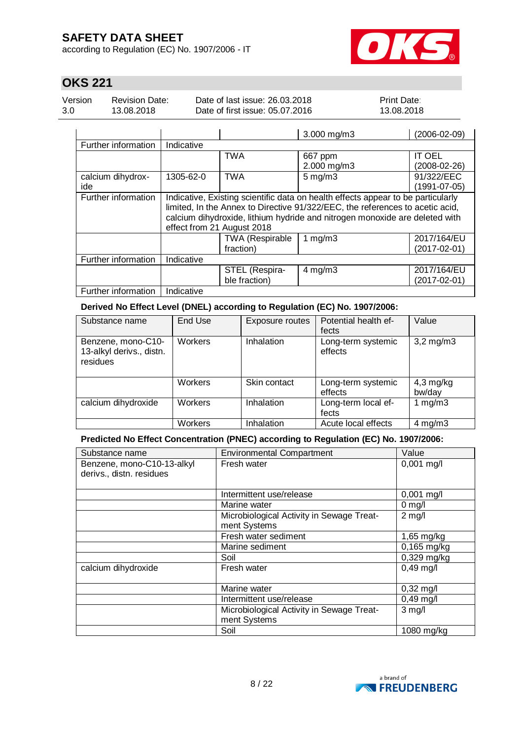| | | | 3.000 mg/m3 | (2006-02-09) |
|---|---|---|---|---|
| Further information | Indicative | | | |
| | | TWA | 667 ppm<br>2.000 mg/m3 | IT OEL<br>(2008-02-26) |
| calcium dihydroxide | 1305-62-0 | TWA | 5 mg/m3 | 91/322/EEC<br>(1991-07-05) |
| Further information | Indicative, Existing scientific data on health effects appear to be particularly limited, In the Annex to Directive 91/322/EEC, the references to acetic acid, calcium dihydroxide, lithium hydride and nitrogen monoxide are deleted with effect from 21 August 2018 | | | |
| | | TWA (Respirable fraction) | 1 mg/m3 | 2017/164/EU<br>(2017-02-01) |
| Further information | Indicative | | | |
| | | STEL (Respirable fraction) | 4 mg/m3 | 2017/164/EU<br>(2017-02-01) |
| Further information | Indicative | | | |

**Derived No Effect Level (DNEL) according to Regulation (EC) No. 1907/2006:**

| Substance name | End Use | Exposure routes | Potential health effects | Value |
|---|---|---|---|---|
| Benzene, mono-C10-13-alkyl derivs., distn. residues | Workers | Inhalation | Long-term systemic effects | 3,2 mg/m3 |
| | Workers | Skin contact | Long-term systemic effects | 4,3 mg/kg bw/day |
| calcium dihydroxide | Workers | Inhalation | Long-term local effects | 1 mg/m3 |
| | Workers | Inhalation | Acute local effects | 4 mg/m3 |

**Predicted No Effect Concentration (PNEC) according to Regulation (EC) No. 1907/2006:**

| Substance name | Environmental Compartment | Value |
|---|---|---|
| Benzene, mono-C10-13-alkyl derivs., distn. residues | Fresh water | 0,001 mg/l |
| | Intermittent use/release | 0,001 mg/l |
| | Marine water | 0 mg/l |
| | Microbiological Activity in Sewage Treatment Systems | 2 mg/l |
| | Fresh water sediment | 1,65 mg/kg |
| | Marine sediment | 0,165 mg/kg |
| | Soil | 0,329 mg/kg |
| calcium dihydroxide | Fresh water | 0,49 mg/l |
| | Marine water | 0,32 mg/l |
| | Intermittent use/release | 0,49 mg/l |
| | Microbiological Activity in Sewage Treatment Systems | 3 mg/l |
| | Soil | 1080 mg/kg |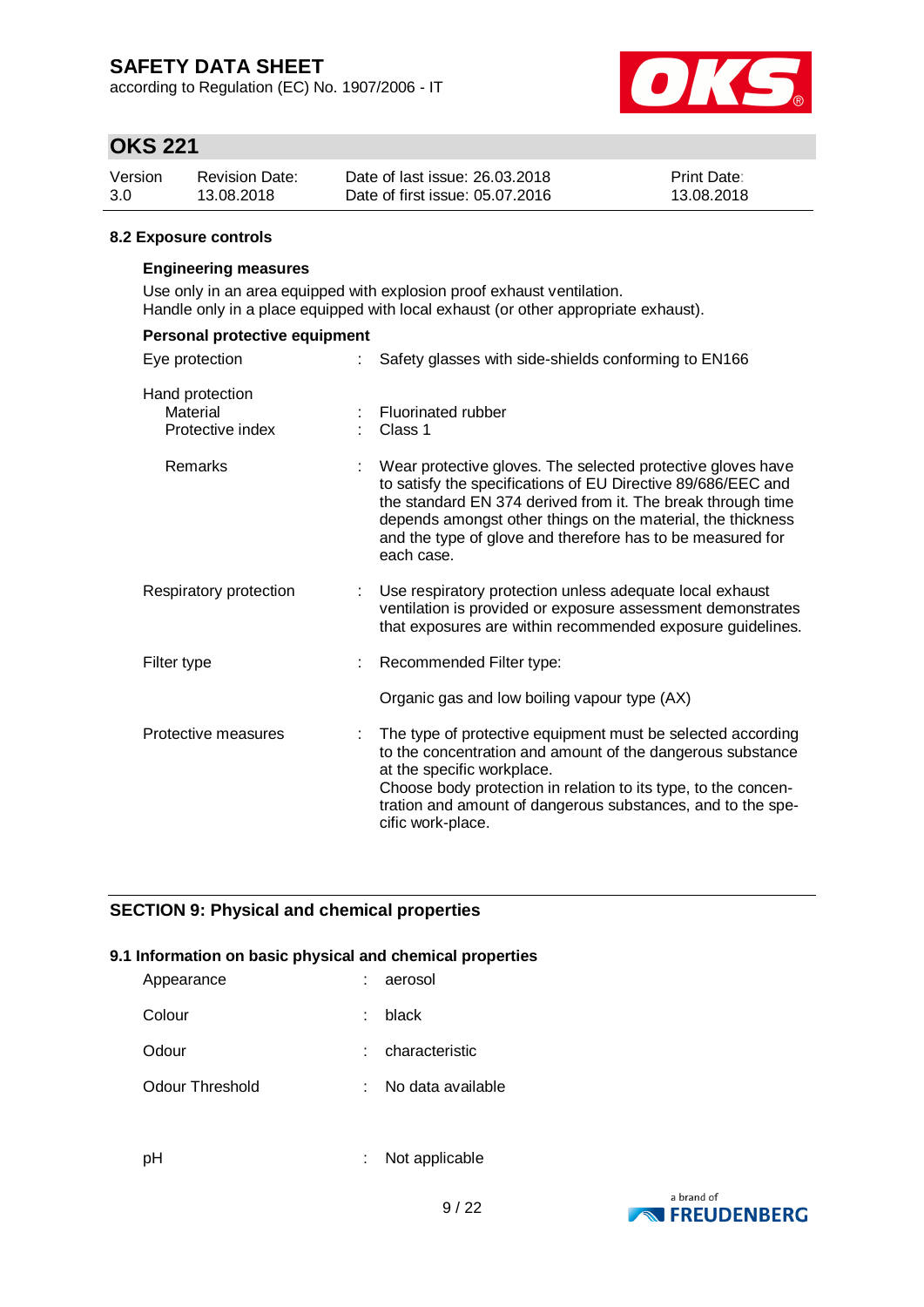### 8.2 Exposure controls

**Engineering measures**

Use only in an area equipped with explosion proof exhaust ventilation.
Handle only in a place equipped with local exhaust (or other appropriate exhaust).

**Personal protective equipment**

| | |
|---|---|
| Eye protection | : Safety glasses with side-shields conforming to EN166 |
| Hand protection | |
| Material | : Fluorinated rubber |
| Protective index | : Class 1 |
| Remarks | : Wear protective gloves. The selected protective gloves have to satisfy the specifications of EU Directive 89/686/EEC and the standard EN 374 derived from it. The break through time depends amongst other things on the material, the thickness and the type of glove and therefore has to be measured for each case. |
| Respiratory protection | : Use respiratory protection unless adequate local exhaust ventilation is provided or exposure assessment demonstrates that exposures are within recommended exposure guidelines. |
| Filter type | : Recommended Filter type:<br><br>Organic gas and low boiling vapour type (AX) |
| Protective measures | : The type of protective equipment must be selected according to the concentration and amount of the dangerous substance at the specific workplace.<br>Choose body protection in relation to its type, to the concentration and amount of dangerous substances, and to the specific work-place. |

## SECTION 9: Physical and chemical properties

### 9.1 Information on basic physical and chemical properties

| | |
|---|---|
| Appearance | : aerosol |
| Colour | : black |
| Odour | : characteristic |
| Odour Threshold | : No data available |
| pH | : Not applicable |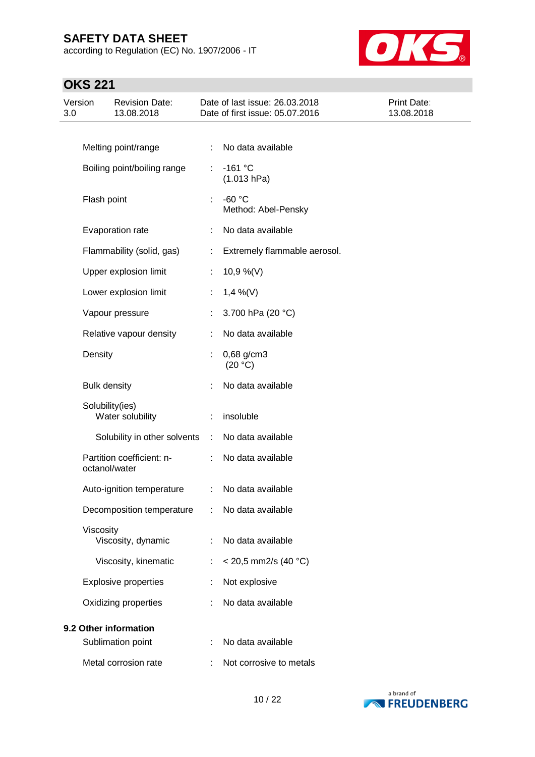| Property | | Value |
|---|---|---|
| Melting point/range | : | No data available |
| Boiling point/boiling range | : | -161 °C<br>(1.013 hPa) |
| Flash point | : | -60 °C<br>Method: Abel-Pensky |
| Evaporation rate | : | No data available |
| Flammability (solid, gas) | : | Extremely flammable aerosol. |
| Upper explosion limit | : | 10,9 %(V) |
| Lower explosion limit | : | 1,4 %(V) |
| Vapour pressure | : | 3.700 hPa (20 °C) |
| Relative vapour density | : | No data available |
| Density | : | 0,68 g/cm3<br>(20 °C) |
| Bulk density | : | No data available |
| Solubility(ies)<br>Water solubility | : | insoluble |
| Solubility in other solvents | : | No data available |
| Partition coefficient: n-octanol/water | : | No data available |
| Auto-ignition temperature | : | No data available |
| Decomposition temperature | : | No data available |
| Viscosity<br>Viscosity, dynamic | : | No data available |
| Viscosity, kinematic | : | < 20,5 mm2/s (40 °C) |
| Explosive properties | : | Not explosive |
| Oxidizing properties | : | No data available |

**9.2 Other information**

| Property | | Value |
|---|---|---|
| Sublimation point | : | No data available |
| Metal corrosion rate | : | Not corrosive to metals |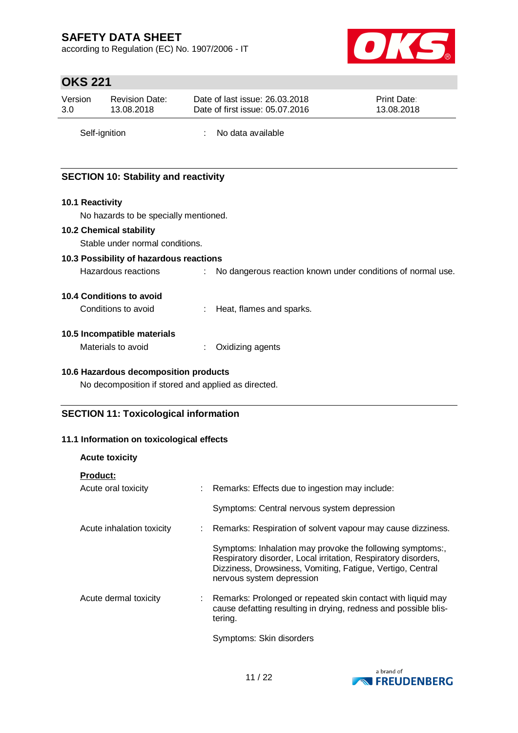Self-ignition : No data available

## SECTION 10: Stability and reactivity

### 10.1 Reactivity

No hazards to be specially mentioned.

### 10.2 Chemical stability

Stable under normal conditions.

### 10.3 Possibility of hazardous reactions

Hazardous reactions : No dangerous reaction known under conditions of normal use.

### 10.4 Conditions to avoid

Conditions to avoid : Heat, flames and sparks.

### 10.5 Incompatible materials

Materials to avoid : Oxidizing agents

### 10.6 Hazardous decomposition products

No decomposition if stored and applied as directed.

## SECTION 11: Toxicological information

### 11.1 Information on toxicological effects

**Acute toxicity**

**Product:**

Acute oral toxicity : Remarks: Effects due to ingestion may include:

Symptoms: Central nervous system depression

Acute inhalation toxicity : Remarks: Respiration of solvent vapour may cause dizziness.

Symptoms: Inhalation may provoke the following symptoms:, Respiratory disorder, Local irritation, Respiratory disorders, Dizziness, Drowsiness, Vomiting, Fatigue, Vertigo, Central nervous system depression

Acute dermal toxicity : Remarks: Prolonged or repeated skin contact with liquid may cause defatting resulting in drying, redness and possible blistering.

Symptoms: Skin disorders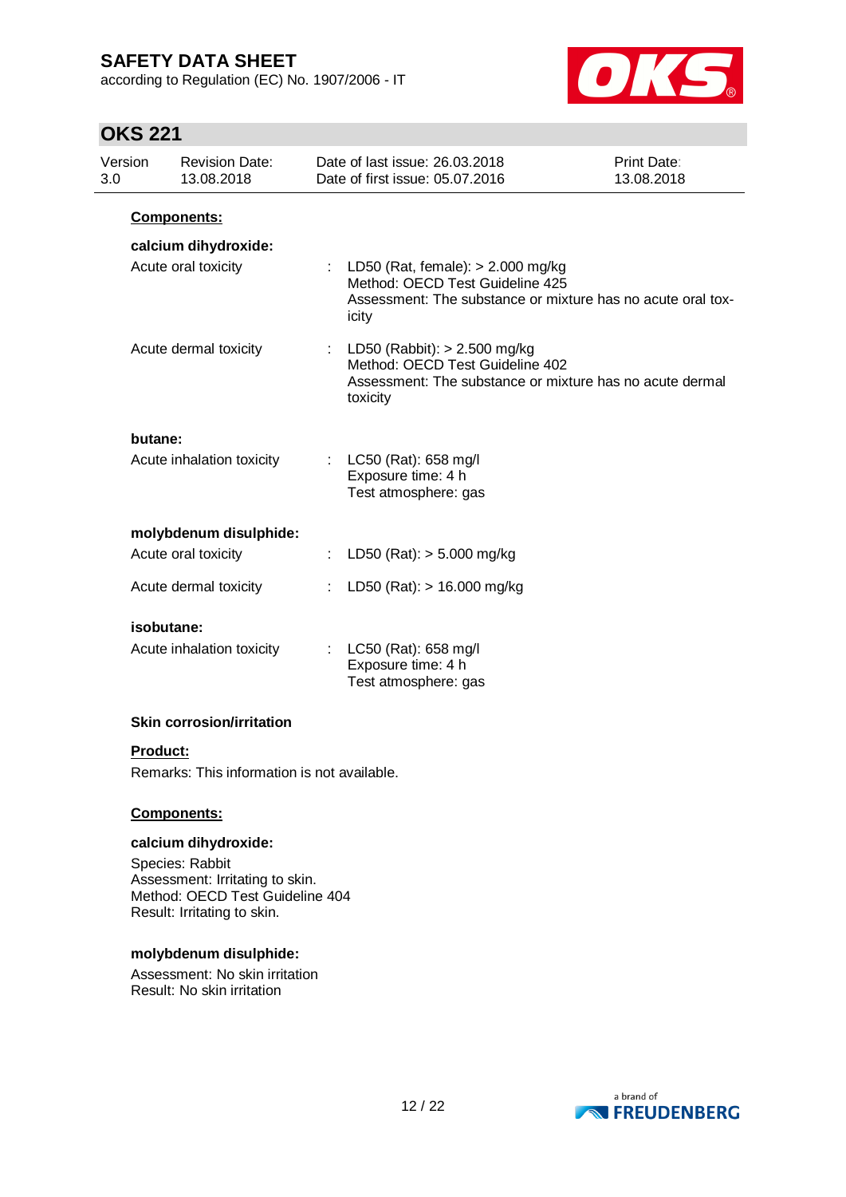**Components:**

**calcium dihydroxide:**

Acute oral toxicity : LD50 (Rat, female): > 2.000 mg/kg
Method: OECD Test Guideline 425
Assessment: The substance or mixture has no acute oral toxicity

Acute dermal toxicity : LD50 (Rabbit): > 2.500 mg/kg
Method: OECD Test Guideline 402
Assessment: The substance or mixture has no acute dermal toxicity

**butane:**

Acute inhalation toxicity : LC50 (Rat): 658 mg/l
Exposure time: 4 h
Test atmosphere: gas

**molybdenum disulphide:**

Acute oral toxicity : LD50 (Rat): > 5.000 mg/kg

Acute dermal toxicity : LD50 (Rat): > 16.000 mg/kg

**isobutane:**

Acute inhalation toxicity : LC50 (Rat): 658 mg/l
Exposure time: 4 h
Test atmosphere: gas

**Skin corrosion/irritation**

**Product:**

Remarks: This information is not available.

**Components:**

**calcium dihydroxide:**

Species: Rabbit
Assessment: Irritating to skin.
Method: OECD Test Guideline 404
Result: Irritating to skin.

**molybdenum disulphide:**

Assessment: No skin irritation
Result: No skin irritation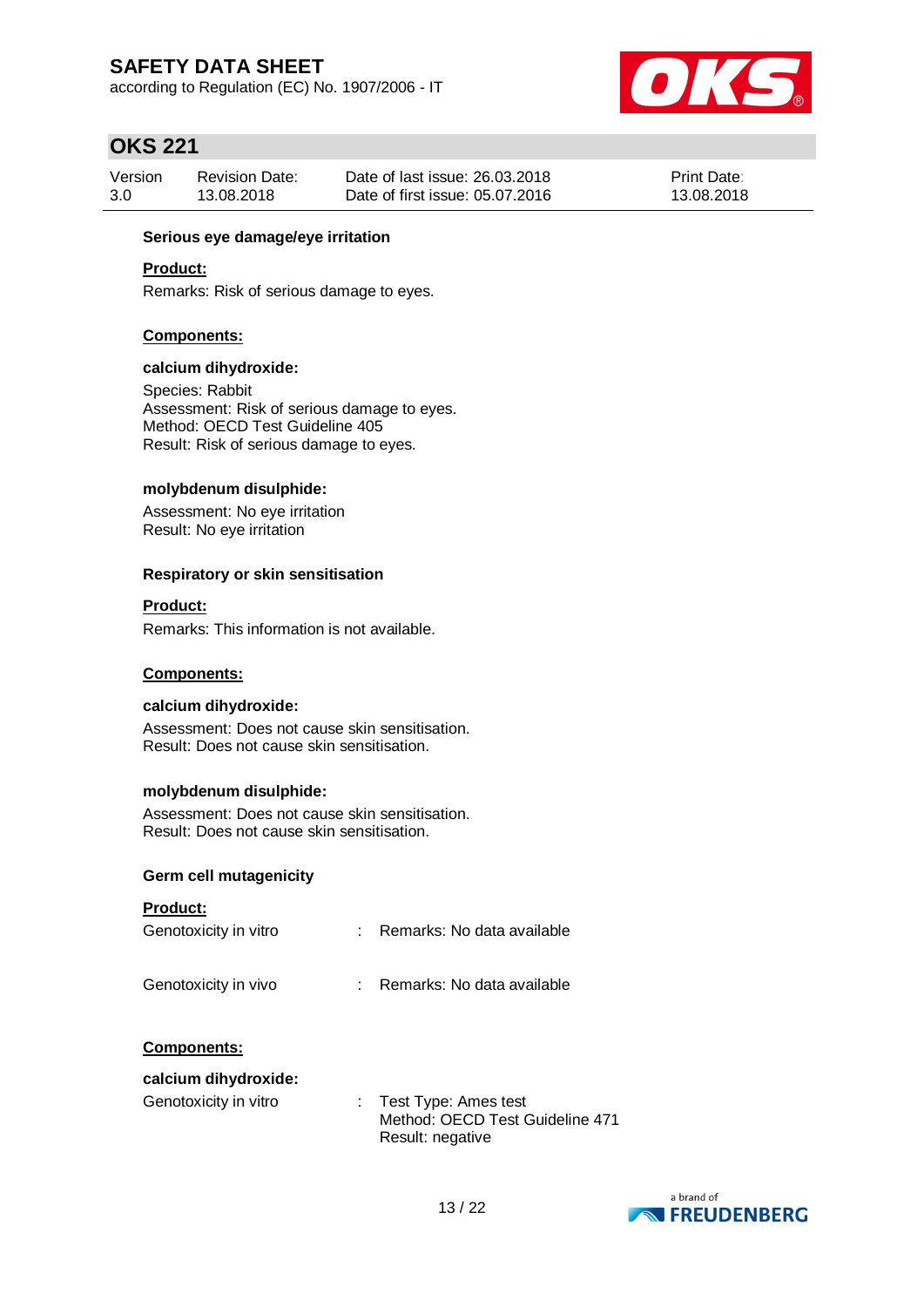**Serious eye damage/eye irritation**

**Product:**

Remarks: Risk of serious damage to eyes.

**Components:**

**calcium dihydroxide:**

Species: Rabbit
Assessment: Risk of serious damage to eyes.
Method: OECD Test Guideline 405
Result: Risk of serious damage to eyes.

**molybdenum disulphide:**

Assessment: No eye irritation
Result: No eye irritation

**Respiratory or skin sensitisation**

**Product:**

Remarks: This information is not available.

**Components:**

**calcium dihydroxide:**

Assessment: Does not cause skin sensitisation.
Result: Does not cause skin sensitisation.

**molybdenum disulphide:**

Assessment: Does not cause skin sensitisation.
Result: Does not cause skin sensitisation.

**Germ cell mutagenicity**

**Product:**

Genotoxicity in vitro : Remarks: No data available

Genotoxicity in vivo : Remarks: No data available

**Components:**

**calcium dihydroxide:**

Genotoxicity in vitro : Test Type: Ames test
Method: OECD Test Guideline 471
Result: negative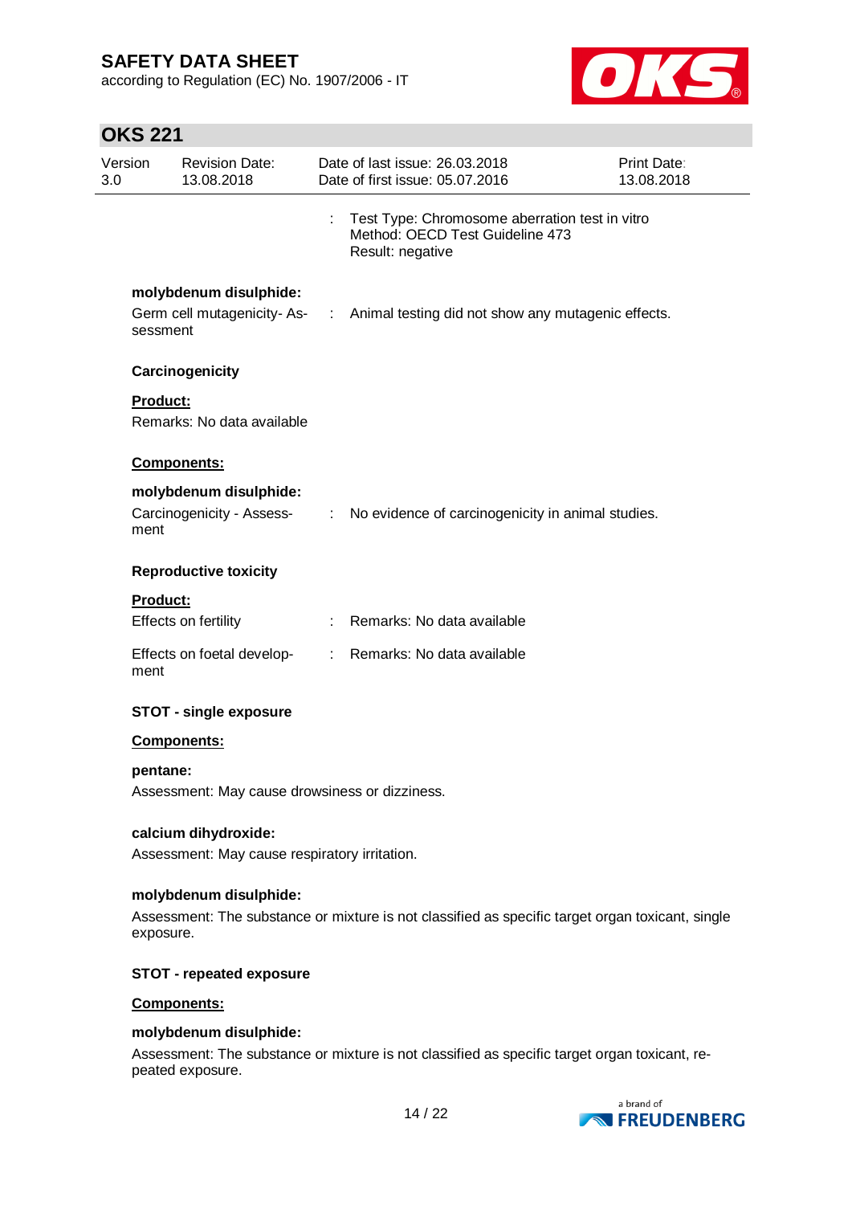| | |
|---|---|
| | : Test Type: Chromosome aberration test in vitro<br>Method: OECD Test Guideline 473<br>Result: negative |

**molybdenum disulphide:**

| | |
|---|---|
| Germ cell mutagenicity- Assessment | : Animal testing did not show any mutagenic effects. |

**Carcinogenicity**

**Product:**

Remarks: No data available

**Components:**

**molybdenum disulphide:**

| | |
|---|---|
| Carcinogenicity - Assessment | : No evidence of carcinogenicity in animal studies. |

**Reproductive toxicity**

**Product:**

| | |
|---|---|
| Effects on fertility | : Remarks: No data available |
| Effects on foetal development | : Remarks: No data available |

**STOT - single exposure**

**Components:**

**pentane:**

Assessment: May cause drowsiness or dizziness.

**calcium dihydroxide:**

Assessment: May cause respiratory irritation.

**molybdenum disulphide:**

Assessment: The substance or mixture is not classified as specific target organ toxicant, single exposure.

**STOT - repeated exposure**

**Components:**

**molybdenum disulphide:**

Assessment: The substance or mixture is not classified as specific target organ toxicant, repeated exposure.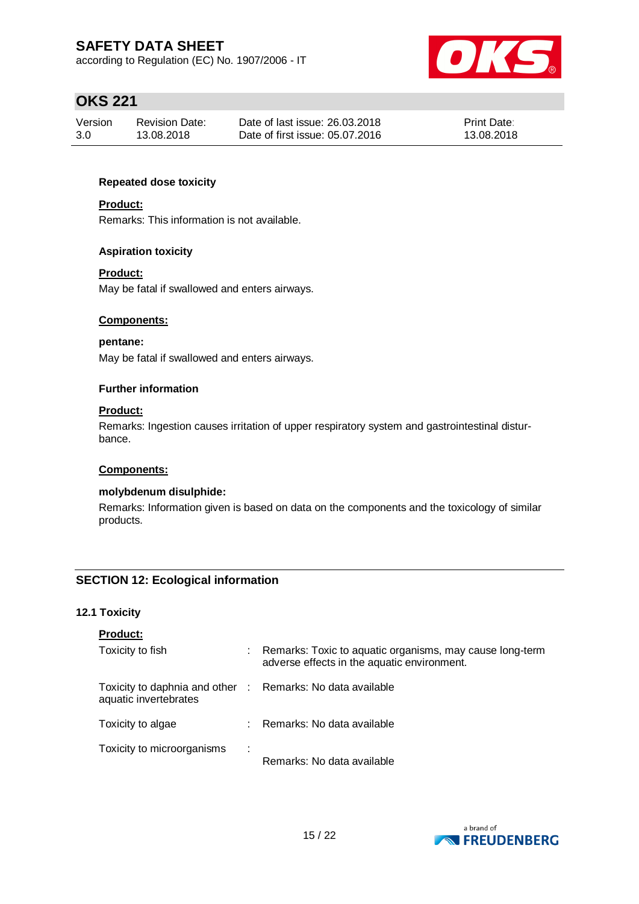#### Repeated dose toxicity

**Product:**

Remarks: This information is not available.

#### Aspiration toxicity

**Product:**

May be fatal if swallowed and enters airways.

**Components:**

**pentane:**

May be fatal if swallowed and enters airways.

#### Further information

**Product:**

Remarks: Ingestion causes irritation of upper respiratory system and gastrointestinal disturbance.

**Components:**

**molybdenum disulphide:**

Remarks: Information given is based on data on the components and the toxicology of similar products.

## SECTION 12: Ecological information

### 12.1 Toxicity

**Product:**

| | | |
|---|---|---|
| Toxicity to fish | : | Remarks: Toxic to aquatic organisms, may cause long-term adverse effects in the aquatic environment. |
| Toxicity to daphnia and other aquatic invertebrates | : | Remarks: No data available |
| Toxicity to algae | : | Remarks: No data available |
| Toxicity to microorganisms | : | Remarks: No data available |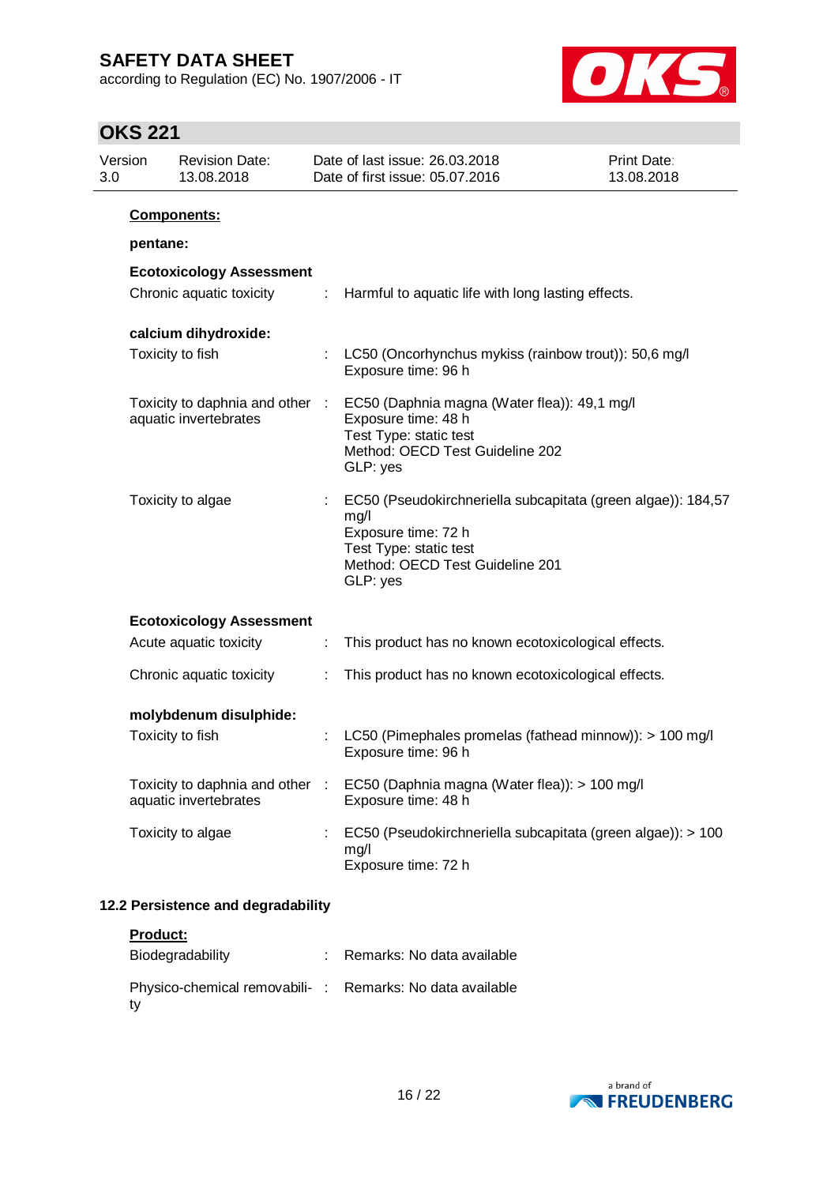**Components:**

**pentane:**

**Ecotoxicology Assessment**

| | | |
|---|---|---|
| Chronic aquatic toxicity | : | Harmful to aquatic life with long lasting effects. |

**calcium dihydroxide:**

| | | |
|---|---|---|
| Toxicity to fish | : | LC50 (Oncorhynchus mykiss (rainbow trout)): 50,6 mg/l<br>Exposure time: 96 h |
| Toxicity to daphnia and other aquatic invertebrates | : | EC50 (Daphnia magna (Water flea)): 49,1 mg/l<br>Exposure time: 48 h<br>Test Type: static test<br>Method: OECD Test Guideline 202<br>GLP: yes |
| Toxicity to algae | : | EC50 (Pseudokirchneriella subcapitata (green algae)): 184,57 mg/l<br>Exposure time: 72 h<br>Test Type: static test<br>Method: OECD Test Guideline 201<br>GLP: yes |

**Ecotoxicology Assessment**

| | | |
|---|---|---|
| Acute aquatic toxicity | : | This product has no known ecotoxicological effects. |
| Chronic aquatic toxicity | : | This product has no known ecotoxicological effects. |

**molybdenum disulphide:**

| | | |
|---|---|---|
| Toxicity to fish | : | LC50 (Pimephales promelas (fathead minnow)): > 100 mg/l<br>Exposure time: 96 h |
| Toxicity to daphnia and other aquatic invertebrates | : | EC50 (Daphnia magna (Water flea)): > 100 mg/l<br>Exposure time: 48 h |
| Toxicity to algae | : | EC50 (Pseudokirchneriella subcapitata (green algae)): > 100 mg/l<br>Exposure time: 72 h |

### 12.2 Persistence and degradability

**Product:**

| | | |
|---|---|---|
| Biodegradability | : | Remarks: No data available |
| Physico-chemical removability | : | Remarks: No data available |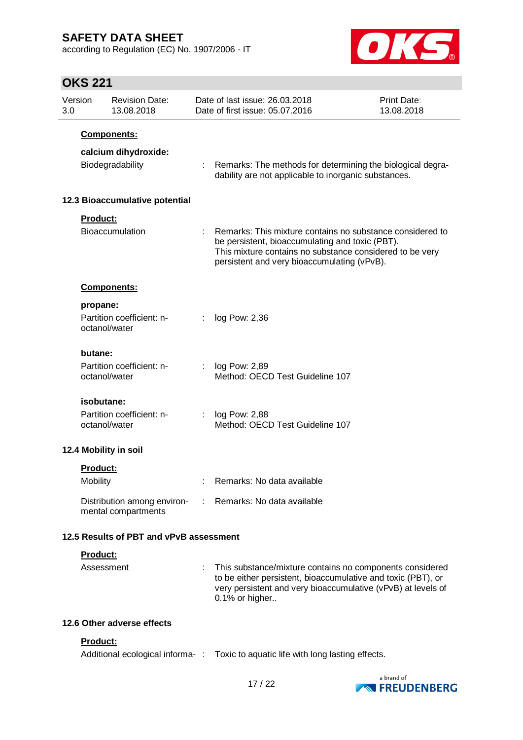**Components:**

**calcium dihydroxide:**

Biodegradability : Remarks: The methods for determining the biological degradability are not applicable to inorganic substances.

### 12.3 Bioaccumulative potential

**Product:**

Bioaccumulation : Remarks: This mixture contains no substance considered to be persistent, bioaccumulating and toxic (PBT). This mixture contains no substance considered to be very persistent and very bioaccumulating (vPvB).

**Components:**

**propane:**

Partition coefficient: n-octanol/water : log Pow: 2,36

**butane:**

Partition coefficient: n-octanol/water : log Pow: 2,89
Method: OECD Test Guideline 107

**isobutane:**

Partition coefficient: n-octanol/water : log Pow: 2,88
Method: OECD Test Guideline 107

### 12.4 Mobility in soil

**Product:**

Mobility : Remarks: No data available

Distribution among environmental compartments : Remarks: No data available

### 12.5 Results of PBT and vPvB assessment

**Product:**

Assessment : This substance/mixture contains no components considered to be either persistent, bioaccumulative and toxic (PBT), or very persistent and very bioaccumulative (vPvB) at levels of 0.1% or higher..

### 12.6 Other adverse effects

**Product:**

Additional ecological informa- : Toxic to aquatic life with long lasting effects.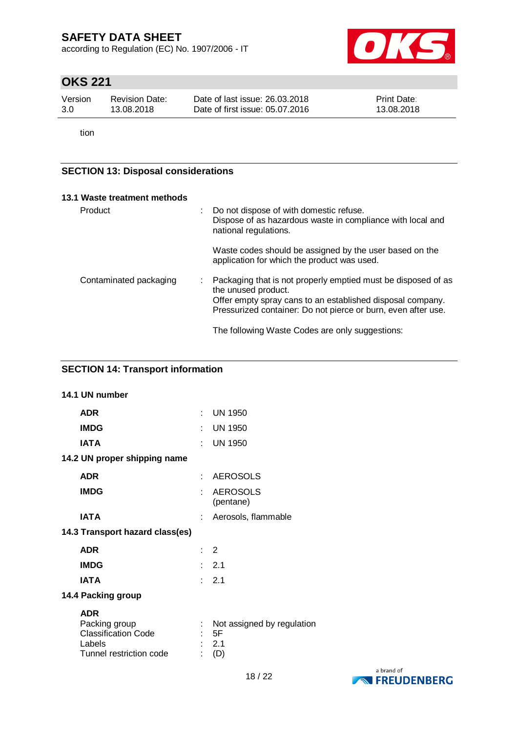tion

## SECTION 13: Disposal considerations

### 13.1 Waste treatment methods

| | | |
|---|---|---|
| Product | : | Do not dispose of with domestic refuse.<br>Dispose of as hazardous waste in compliance with local and national regulations.<br><br>Waste codes should be assigned by the user based on the application for which the product was used. |
| Contaminated packaging | : | Packaging that is not properly emptied must be disposed of as the unused product.<br>Offer empty spray cans to an established disposal company.<br>Pressurized container: Do not pierce or burn, even after use.<br><br>The following Waste Codes are only suggestions: |

## SECTION 14: Transport information

### 14.1 UN number

| | | |
|---|---|---|
| **ADR** | : | UN 1950 |
| **IMDG** | : | UN 1950 |
| **IATA** | : | UN 1950 |

### 14.2 UN proper shipping name

| | | |
|---|---|---|
| **ADR** | : | AEROSOLS |
| **IMDG** | : | AEROSOLS<br>(pentane) |
| **IATA** | : | Aerosols, flammable |

### 14.3 Transport hazard class(es)

| | | |
|---|---|---|
| **ADR** | : | 2 |
| **IMDG** | : | 2.1 |
| **IATA** | : | 2.1 |

### 14.4 Packing group

**ADR**

| | | |
|---|---|---|
| Packing group | : | Not assigned by regulation |
| Classification Code | : | 5F |
| Labels | : | 2.1 |
| Tunnel restriction code | : | (D) |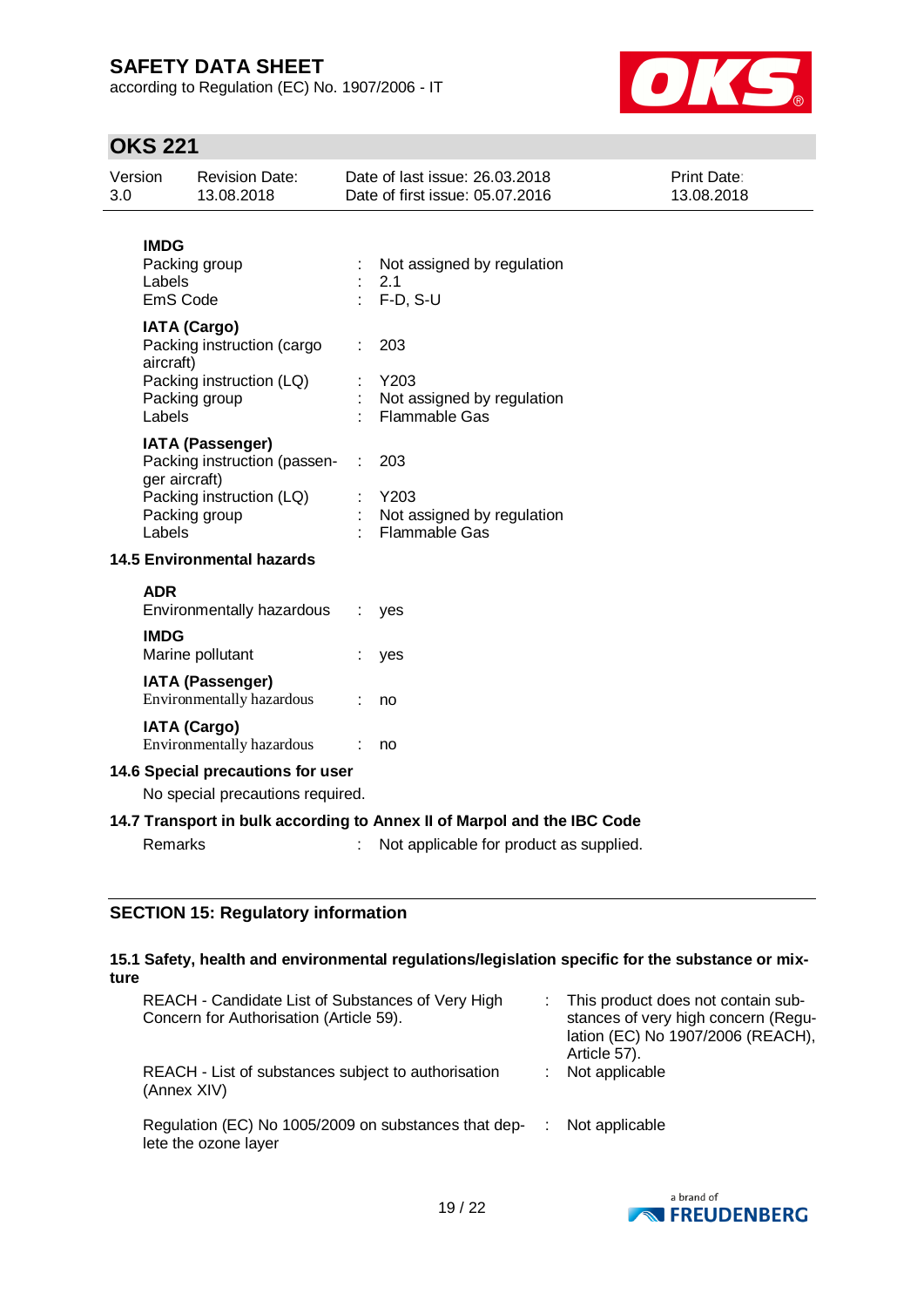**IMDG**

| | | |
|---|---|---|
| Packing group | : | Not assigned by regulation |
| Labels | : | 2.1 |
| EmS Code | : | F-D, S-U |

**IATA (Cargo)**

| | | |
|---|---|---|
| Packing instruction (cargo aircraft) | : | 203 |
| Packing instruction (LQ) | : | Y203 |
| Packing group | : | Not assigned by regulation |
| Labels | : | Flammable Gas |

**IATA (Passenger)**

| | | |
|---|---|---|
| Packing instruction (passenger aircraft) | : | 203 |
| Packing instruction (LQ) | : | Y203 |
| Packing group | : | Not assigned by regulation |
| Labels | : | Flammable Gas |

### 14.5 Environmental hazards

**ADR**

Environmentally hazardous : yes

**IMDG**

Marine pollutant : yes

**IATA (Passenger)**

Environmentally hazardous : no

**IATA (Cargo)**

Environmentally hazardous : no

### 14.6 Special precautions for user

No special precautions required.

### 14.7 Transport in bulk according to Annex II of Marpol and the IBC Code

Remarks : Not applicable for product as supplied.

## SECTION 15: Regulatory information

### 15.1 Safety, health and environmental regulations/legislation specific for the substance or mixture

| | | |
|---|---|---|
| REACH - Candidate List of Substances of Very High Concern for Authorisation (Article 59). | : | This product does not contain substances of very high concern (Regulation (EC) No 1907/2006 (REACH), Article 57). |
| REACH - List of substances subject to authorisation (Annex XIV) | : | Not applicable |
| Regulation (EC) No 1005/2009 on substances that deplete the ozone layer | : | Not applicable |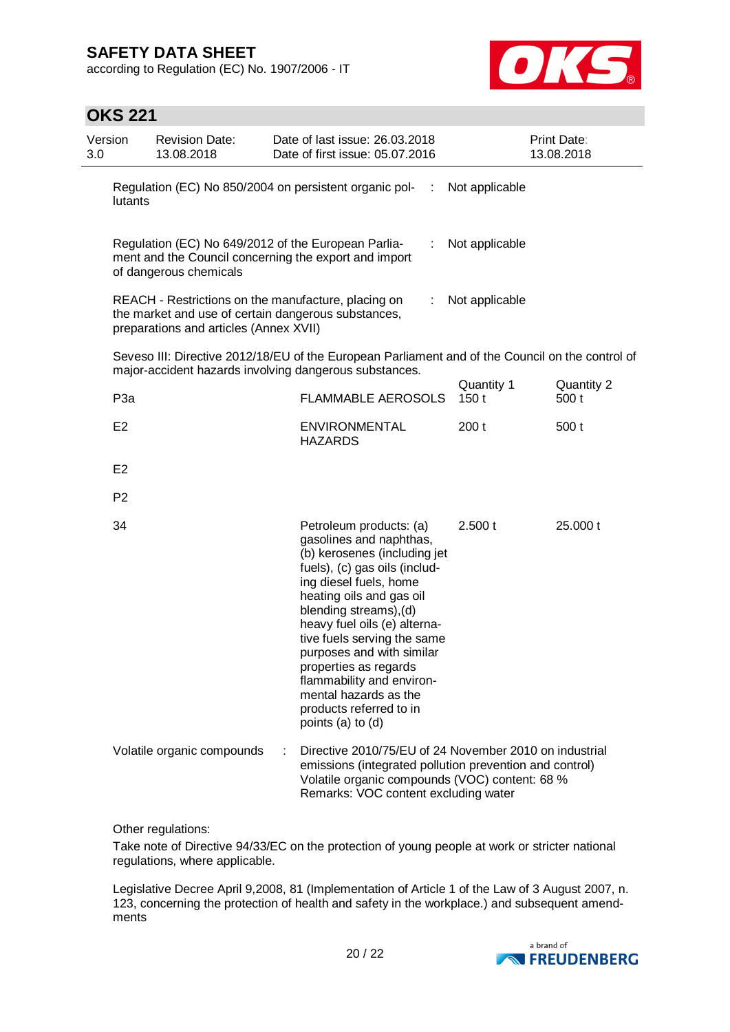Regulation (EC) No 850/2004 on persistent organic pollutants : Not applicable

Regulation (EC) No 649/2012 of the European Parliament and the Council concerning the export and import of dangerous chemicals : Not applicable

REACH - Restrictions on the manufacture, placing on the market and use of certain dangerous substances, preparations and articles (Annex XVII) : Not applicable

Seveso III: Directive 2012/18/EU of the European Parliament and of the Council on the control of major-accident hazards involving dangerous substances.

| | | Quantity 1 | Quantity 2 |
|---|---|---|---|
| P3a | FLAMMABLE AEROSOLS | 150 t | 500 t |
| E2 | ENVIRONMENTAL HAZARDS | 200 t | 500 t |
| E2 | | | |
| P2 | | | |
| 34 | Petroleum products: (a) gasolines and naphthas, (b) kerosenes (including jet fuels), (c) gas oils (including diesel fuels, home heating oils and gas oil blending streams),(d) heavy fuel oils (e) alternative fuels serving the same purposes and with similar properties as regards flammability and environmental hazards as the products referred to in points (a) to (d) | 2.500 t | 25.000 t |

Volatile organic compounds : Directive 2010/75/EU of 24 November 2010 on industrial emissions (integrated pollution prevention and control)
Volatile organic compounds (VOC) content: 68 %
Remarks: VOC content excluding water

Other regulations:

Take note of Directive 94/33/EC on the protection of young people at work or stricter national regulations, where applicable.

Legislative Decree April 9,2008, 81 (Implementation of Article 1 of the Law of 3 August 2007, n. 123, concerning the protection of health and safety in the workplace.) and subsequent amendments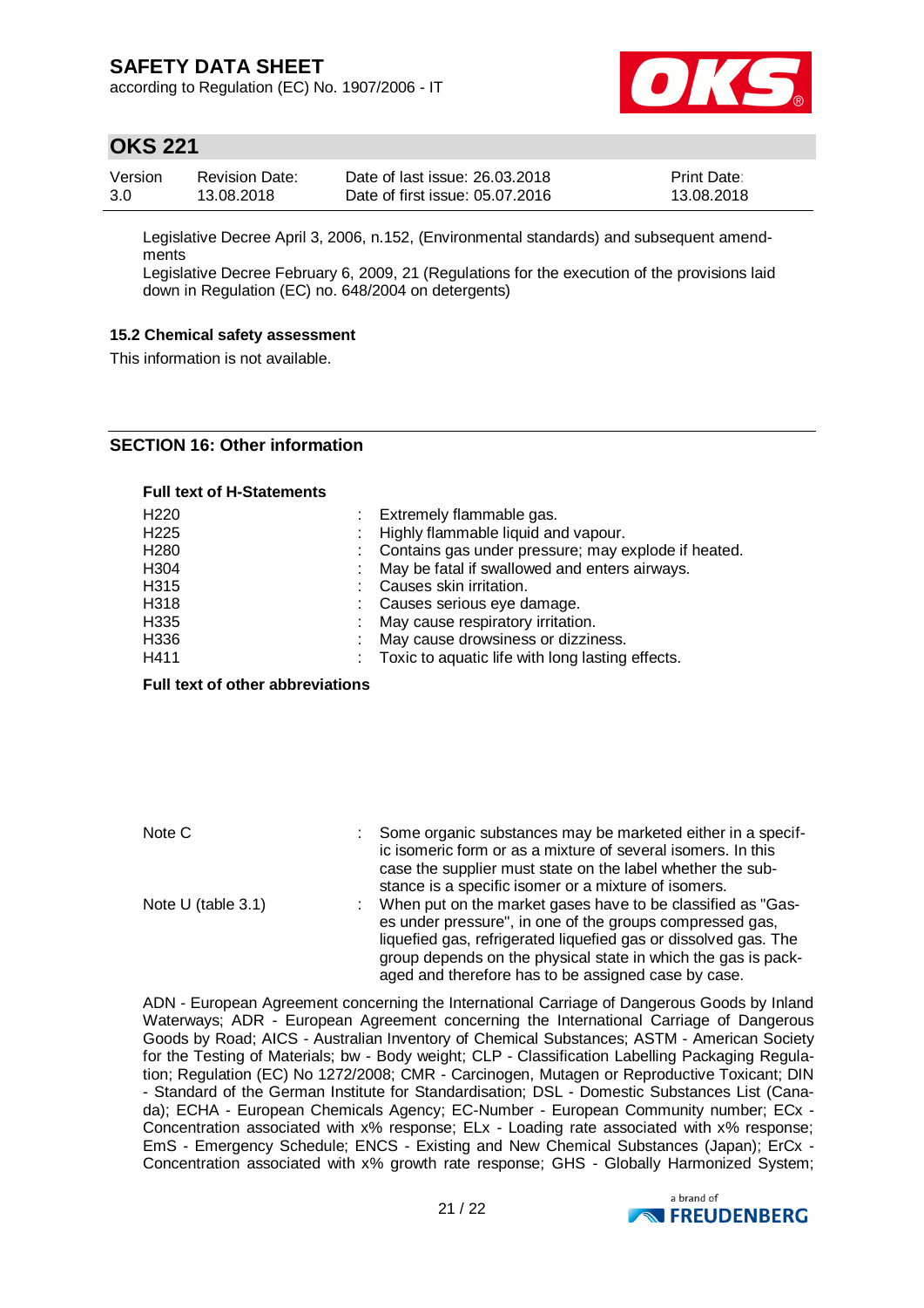Legislative Decree April 3, 2006, n.152, (Environmental standards) and subsequent amendments
Legislative Decree February 6, 2009, 21 (Regulations for the execution of the provisions laid down in Regulation (EC) no. 648/2004 on detergents)

### 15.2 Chemical safety assessment

This information is not available.

## SECTION 16: Other information

**Full text of H-Statements**

| | | |
|---|---|---|
| H220 | : | Extremely flammable gas. |
| H225 | : | Highly flammable liquid and vapour. |
| H280 | : | Contains gas under pressure; may explode if heated. |
| H304 | : | May be fatal if swallowed and enters airways. |
| H315 | : | Causes skin irritation. |
| H318 | : | Causes serious eye damage. |
| H335 | : | May cause respiratory irritation. |
| H336 | : | May cause drowsiness or dizziness. |
| H411 | : | Toxic to aquatic life with long lasting effects. |

**Full text of other abbreviations**

| | | |
|---|---|---|
| Note C | : | Some organic substances may be marketed either in a specific isomeric form or as a mixture of several isomers. In this case the supplier must state on the label whether the substance is a specific isomer or a mixture of isomers. |
| Note U (table 3.1) | : | When put on the market gases have to be classified as "Gases under pressure", in one of the groups compressed gas, liquefied gas, refrigerated liquefied gas or dissolved gas. The group depends on the physical state in which the gas is packaged and therefore has to be assigned case by case. |

ADN - European Agreement concerning the International Carriage of Dangerous Goods by Inland Waterways; ADR - European Agreement concerning the International Carriage of Dangerous Goods by Road; AICS - Australian Inventory of Chemical Substances; ASTM - American Society for the Testing of Materials; bw - Body weight; CLP - Classification Labelling Packaging Regulation; Regulation (EC) No 1272/2008; CMR - Carcinogen, Mutagen or Reproductive Toxicant; DIN - Standard of the German Institute for Standardisation; DSL - Domestic Substances List (Canada); ECHA - European Chemicals Agency; EC-Number - European Community number; ECx - Concentration associated with x% response; ELx - Loading rate associated with x% response; EmS - Emergency Schedule; ENCS - Existing and New Chemical Substances (Japan); ErCx - Concentration associated with x% growth rate response; GHS - Globally Harmonized System;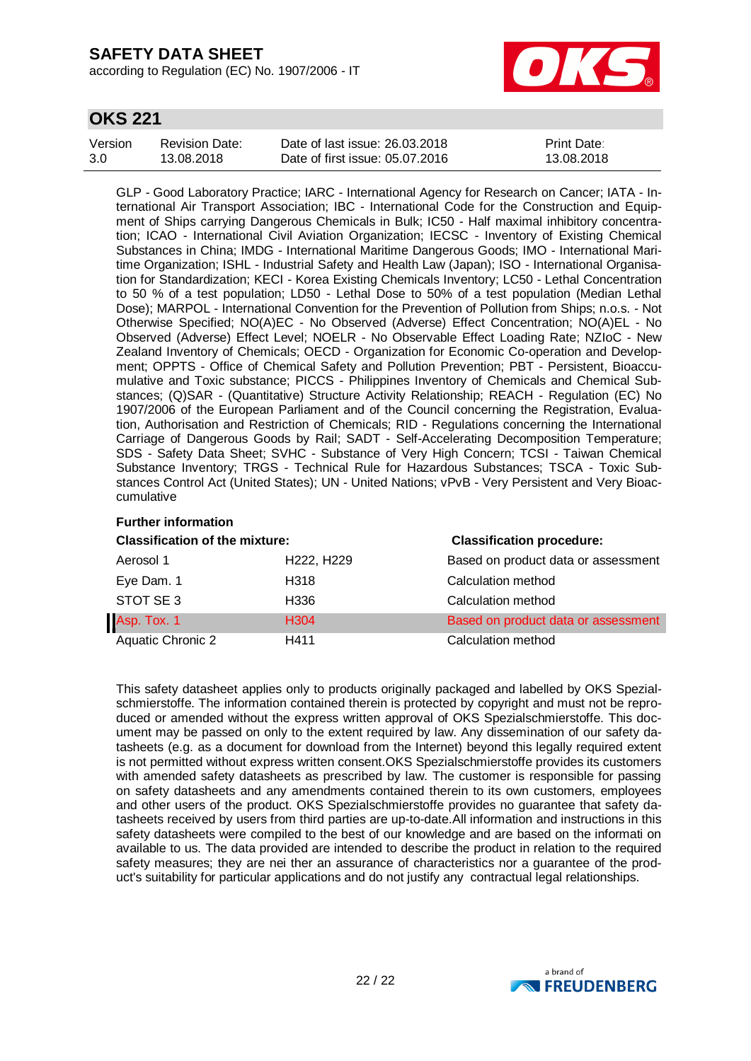GLP - Good Laboratory Practice; IARC - International Agency for Research on Cancer; IATA - International Air Transport Association; IBC - International Code for the Construction and Equipment of Ships carrying Dangerous Chemicals in Bulk; IC50 - Half maximal inhibitory concentration; ICAO - International Civil Aviation Organization; IECSC - Inventory of Existing Chemical Substances in China; IMDG - International Maritime Dangerous Goods; IMO - International Maritime Organization; ISHL - Industrial Safety and Health Law (Japan); ISO - International Organisation for Standardization; KECI - Korea Existing Chemicals Inventory; LC50 - Lethal Concentration to 50 % of a test population; LD50 - Lethal Dose to 50% of a test population (Median Lethal Dose); MARPOL - International Convention for the Prevention of Pollution from Ships; n.o.s. - Not Otherwise Specified; NO(A)EC - No Observed (Adverse) Effect Concentration; NO(A)EL - No Observed (Adverse) Effect Level; NOELR - No Observable Effect Loading Rate; NZIoC - New Zealand Inventory of Chemicals; OECD - Organization for Economic Co-operation and Development; OPPTS - Office of Chemical Safety and Pollution Prevention; PBT - Persistent, Bioaccumulative and Toxic substance; PICCS - Philippines Inventory of Chemicals and Chemical Substances; (Q)SAR - (Quantitative) Structure Activity Relationship; REACH - Regulation (EC) No 1907/2006 of the European Parliament and of the Council concerning the Registration, Evaluation, Authorisation and Restriction of Chemicals; RID - Regulations concerning the International Carriage of Dangerous Goods by Rail; SADT - Self-Accelerating Decomposition Temperature; SDS - Safety Data Sheet; SVHC - Substance of Very High Concern; TCSI - Taiwan Chemical Substance Inventory; TRGS - Technical Rule for Hazardous Substances; TSCA - Toxic Substances Control Act (United States); UN - United Nations; vPvB - Very Persistent and Very Bioaccumulative

**Further information**

| Classification of the mixture: | | Classification procedure: |
|---|---|---|
| Aerosol 1 | H222, H229 | Based on product data or assessment |
| Eye Dam. 1 | H318 | Calculation method |
| STOT SE 3 | H336 | Calculation method |
| Asp. Tox. 1 | H304 | Based on product data or assessment |
| Aquatic Chronic 2 | H411 | Calculation method |

This safety datasheet applies only to products originally packaged and labelled by OKS Spezialschmierstoffe. The information contained therein is protected by copyright and must not be reproduced or amended without the express written approval of OKS Spezialschmierstoffe. This document may be passed on only to the extent required by law. Any dissemination of our safety datasheets (e.g. as a document for download from the Internet) beyond this legally required extent is not permitted without express written consent.OKS Spezialschmierstoffe provides its customers with amended safety datasheets as prescribed by law. The customer is responsible for passing on safety datasheets and any amendments contained therein to its own customers, employees and other users of the product. OKS Spezialschmierstoffe provides no guarantee that safety datasheets received by users from third parties are up-to-date.All information and instructions in this safety datasheets were compiled to the best of our knowledge and are based on the informati on available to us. The data provided are intended to describe the product in relation to the required safety measures; they are nei ther an assurance of characteristics nor a guarantee of the product's suitability for particular applications and do not justify any contractual legal relationships.